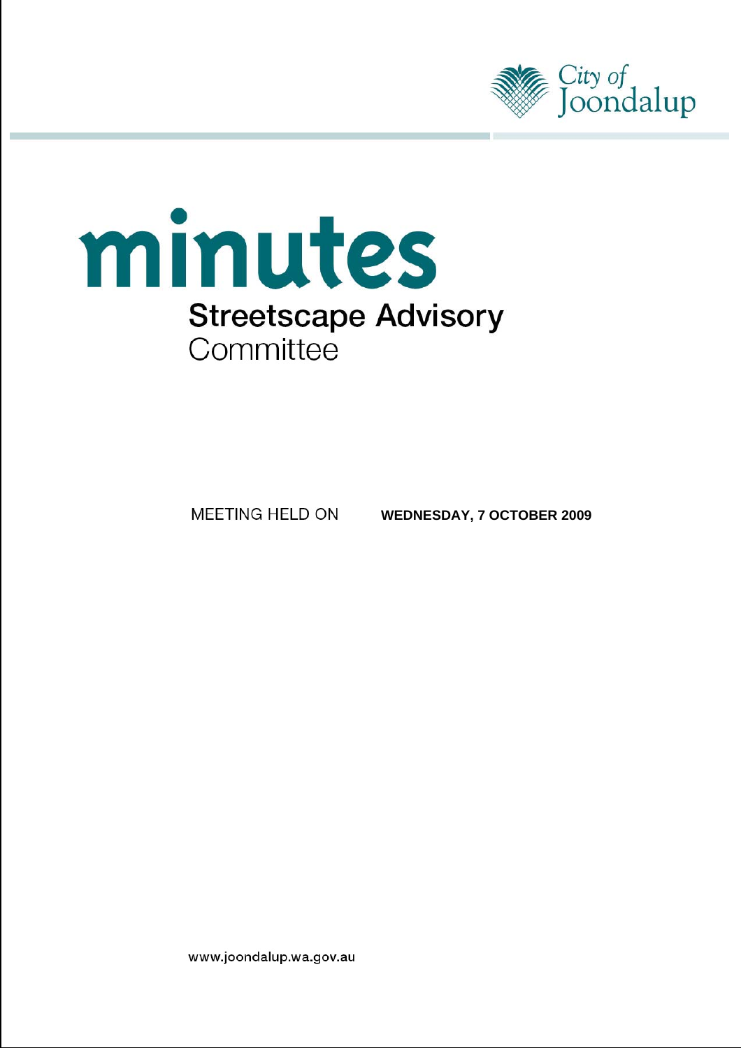City of Joondalup

# minutes

## Streetscape Advisory Committee

MEETING HELD ON **WEDNESDAY, 7 OCTOBER 2009**

www.joondalup.wa.gov.au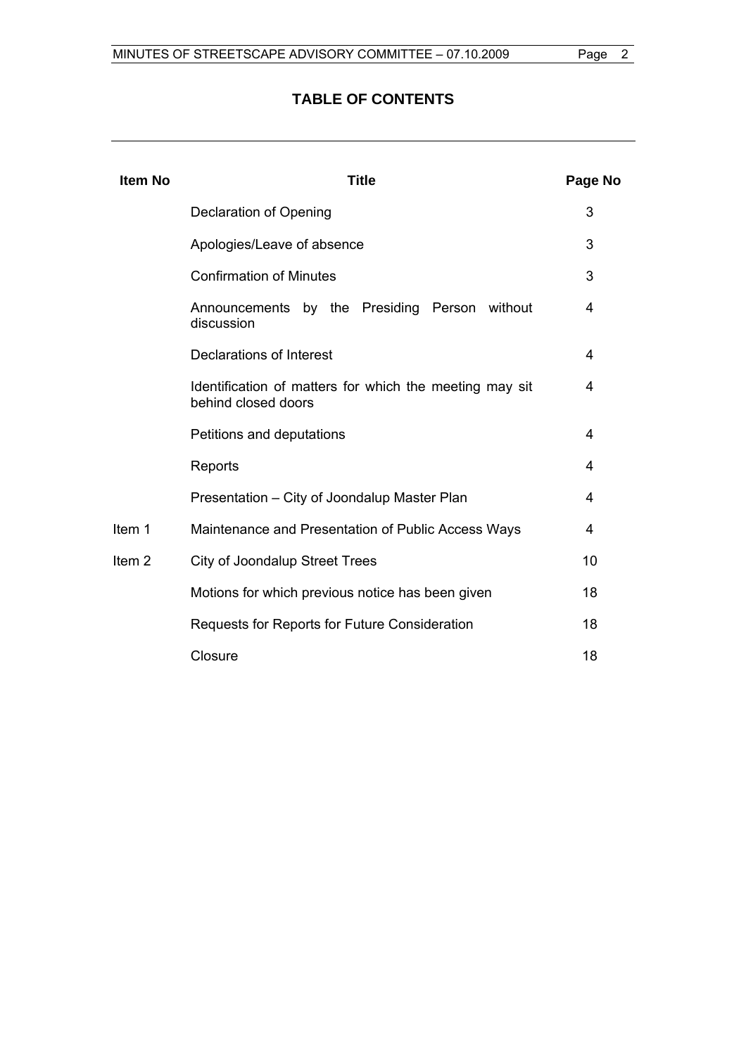# TABLE OF CONTENTS

| Item No | Title | Page No |
| --- | --- | --- |
| | Declaration of Opening | 3 |
| | Apologies/Leave of absence | 3 |
| | Confirmation of Minutes | 3 |
| | Announcements by the Presiding Person without discussion | 4 |
| | Declarations of Interest | 4 |
| | Identification of matters for which the meeting may sit behind closed doors | 4 |
| | Petitions and deputations | 4 |
| | Reports | 4 |
| | Presentation – City of Joondalup Master Plan | 4 |
| Item 1 | Maintenance and Presentation of Public Access Ways | 4 |
| Item 2 | City of Joondalup Street Trees | 10 |
| | Motions for which previous notice has been given | 18 |
| | Requests for Reports for Future Consideration | 18 |
| | Closure | 18 |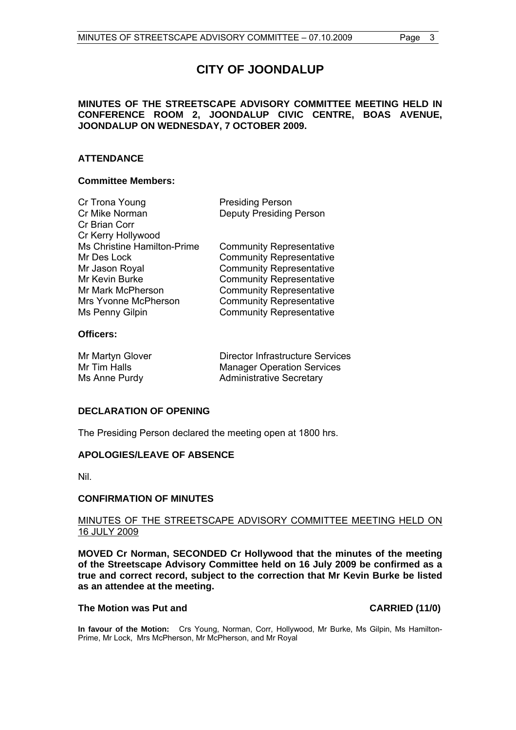# CITY OF JOONDALUP

**MINUTES OF THE STREETSCAPE ADVISORY COMMITTEE MEETING HELD IN CONFERENCE ROOM 2, JOONDALUP CIVIC CENTRE, BOAS AVENUE, JOONDALUP ON WEDNESDAY, 7 OCTOBER 2009.**

## ATTENDANCE

### Committee Members:

| | |
|---|---|
| Cr Trona Young | Presiding Person |
| Cr Mike Norman | Deputy Presiding Person |
| Cr Brian Corr | |
| Cr Kerry Hollywood | |
| Ms Christine Hamilton-Prime | Community Representative |
| Mr Des Lock | Community Representative |
| Mr Jason Royal | Community Representative |
| Mr Kevin Burke | Community Representative |
| Mr Mark McPherson | Community Representative |
| Mrs Yvonne McPherson | Community Representative |
| Ms Penny Gilpin | Community Representative |

### Officers:

| | |
|---|---|
| Mr Martyn Glover | Director Infrastructure Services |
| Mr Tim Halls | Manager Operation Services |
| Ms Anne Purdy | Administrative Secretary |

## DECLARATION OF OPENING

The Presiding Person declared the meeting open at 1800 hrs.

## APOLOGIES/LEAVE OF ABSENCE

Nil.

## CONFIRMATION OF MINUTES

MINUTES OF THE STREETSCAPE ADVISORY COMMITTEE MEETING HELD ON 16 JULY 2009

**MOVED Cr Norman, SECONDED Cr Hollywood that the minutes of the meeting of the Streetscape Advisory Committee held on 16 July 2009 be confirmed as a true and correct record, subject to the correction that Mr Kevin Burke be listed as an attendee at the meeting.**

**The Motion was Put and CARRIED (11/0)**

**In favour of the Motion:** Crs Young, Norman, Corr, Hollywood, Mr Burke, Ms Gilpin, Ms Hamilton-Prime, Mr Lock, Mrs McPherson, Mr McPherson, and Mr Royal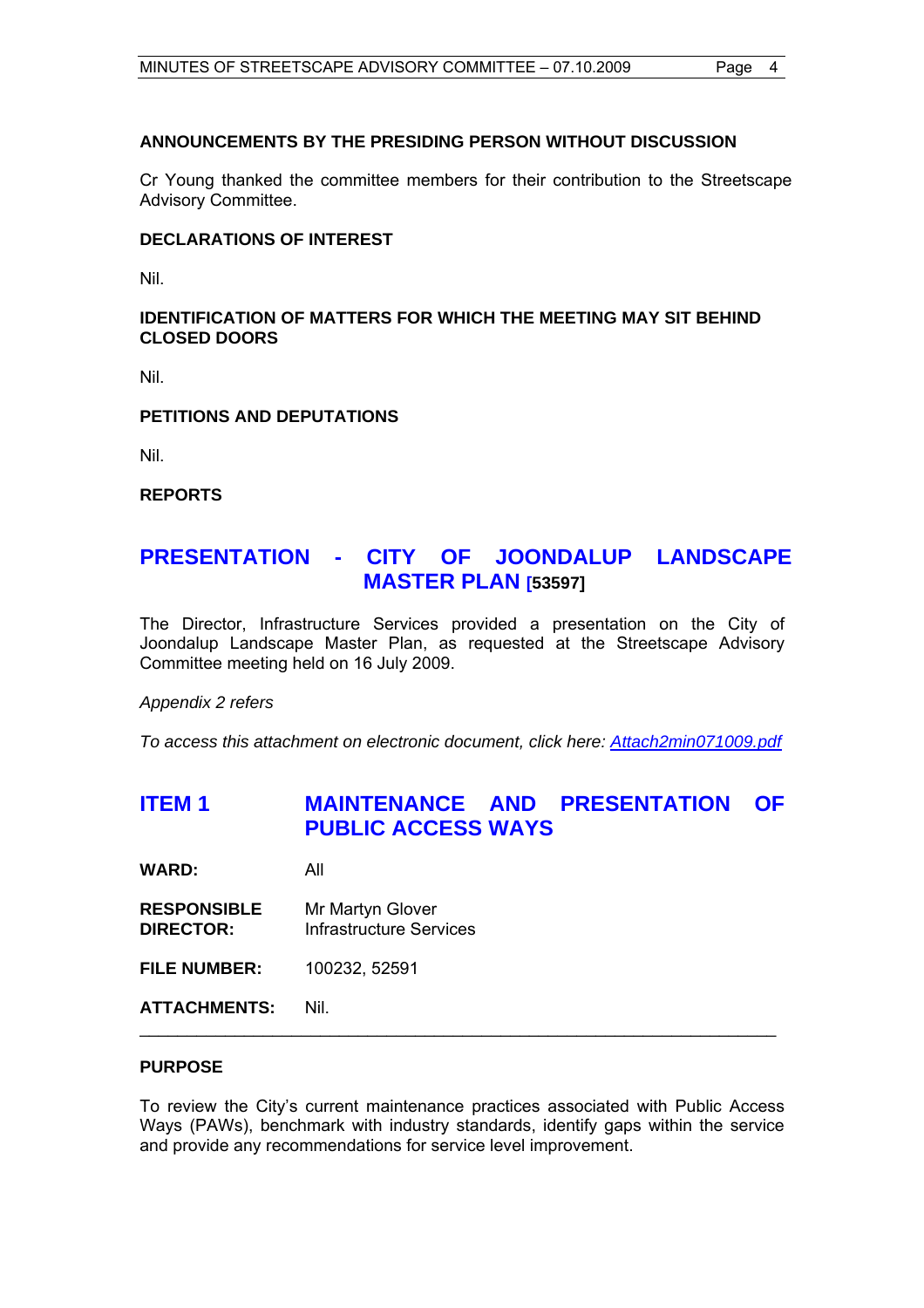**ANNOUNCEMENTS BY THE PRESIDING PERSON WITHOUT DISCUSSION**

Cr Young thanked the committee members for their contribution to the Streetscape Advisory Committee.

**DECLARATIONS OF INTEREST**

Nil.

**IDENTIFICATION OF MATTERS FOR WHICH THE MEETING MAY SIT BEHIND CLOSED DOORS**

Nil.

**PETITIONS AND DEPUTATIONS**

Nil.

**REPORTS**

## PRESENTATION - CITY OF JOONDALUP LANDSCAPE MASTER PLAN [53597]

The Director, Infrastructure Services provided a presentation on the City of Joondalup Landscape Master Plan, as requested at the Streetscape Advisory Committee meeting held on 16 July 2009.

*Appendix 2 refers*

*To access this attachment on electronic document, click here: Attach2min071009.pdf*

## ITEM 1 MAINTENANCE AND PRESENTATION OF PUBLIC ACCESS WAYS

**WARD:** All

**RESPONSIBLE DIRECTOR:** Mr Martyn Glover, Infrastructure Services

**FILE NUMBER:** 100232, 52591

**ATTACHMENTS:** Nil.

---

**PURPOSE**

To review the City's current maintenance practices associated with Public Access Ways (PAWs), benchmark with industry standards, identify gaps within the service and provide any recommendations for service level improvement.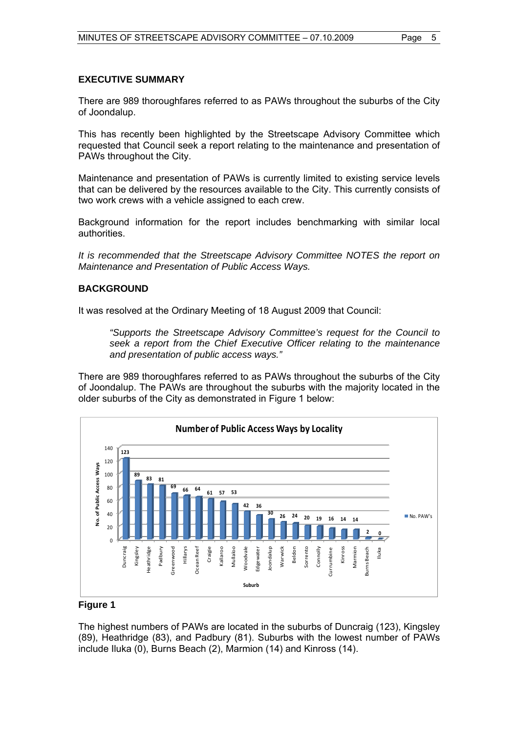## EXECUTIVE SUMMARY

There are 989 thoroughfares referred to as PAWs throughout the suburbs of the City of Joondalup.

This has recently been highlighted by the Streetscape Advisory Committee which requested that Council seek a report relating to the maintenance and presentation of PAWs throughout the City.

Maintenance and presentation of PAWs is currently limited to existing service levels that can be delivered by the resources available to the City. This currently consists of two work crews with a vehicle assigned to each crew.

Background information for the report includes benchmarking with similar local authorities.

*It is recommended that the Streetscape Advisory Committee NOTES the report on Maintenance and Presentation of Public Access Ways.*

## BACKGROUND

It was resolved at the Ordinary Meeting of 18 August 2009 that Council:

> *"Supports the Streetscape Advisory Committee's request for the Council to seek a report from the Chief Executive Officer relating to the maintenance and presentation of public access ways."*

There are 989 thoroughfares referred to as PAWs throughout the suburbs of the City of Joondalup. The PAWs are throughout the suburbs with the majority located in the older suburbs of the City as demonstrated in Figure 1 below:

**Number of Public Access Ways by Locality**

| Suburb | No. PAW's |
|---|---|
| Duncraig | 123 |
| Kingsley | 89 |
| Heathridge | 83 |
| Padbury | 81 |
| Greenwood | 69 |
| Hillarys | 66 |
| Ocean Reef | 64 |
| Craigie | 61 |
| Kallaroo | 57 |
| Mullaloo | 53 |
| Woodvale | 42 |
| Edgewater | 36 |
| Joondalup | 30 |
| Warwick | 26 |
| Beldon | 24 |
| Sorrento | 20 |
| Connolly | 19 |
| Currambine | 16 |
| Kinross | 14 |
| Marmion | 14 |
| Burns Beach | 2 |
| Iluka | 0 |

**Figure 1**

The highest numbers of PAWs are located in the suburbs of Duncraig (123), Kingsley (89), Heathridge (83), and Padbury (81). Suburbs with the lowest number of PAWs include Iluka (0), Burns Beach (2), Marmion (14) and Kinross (14).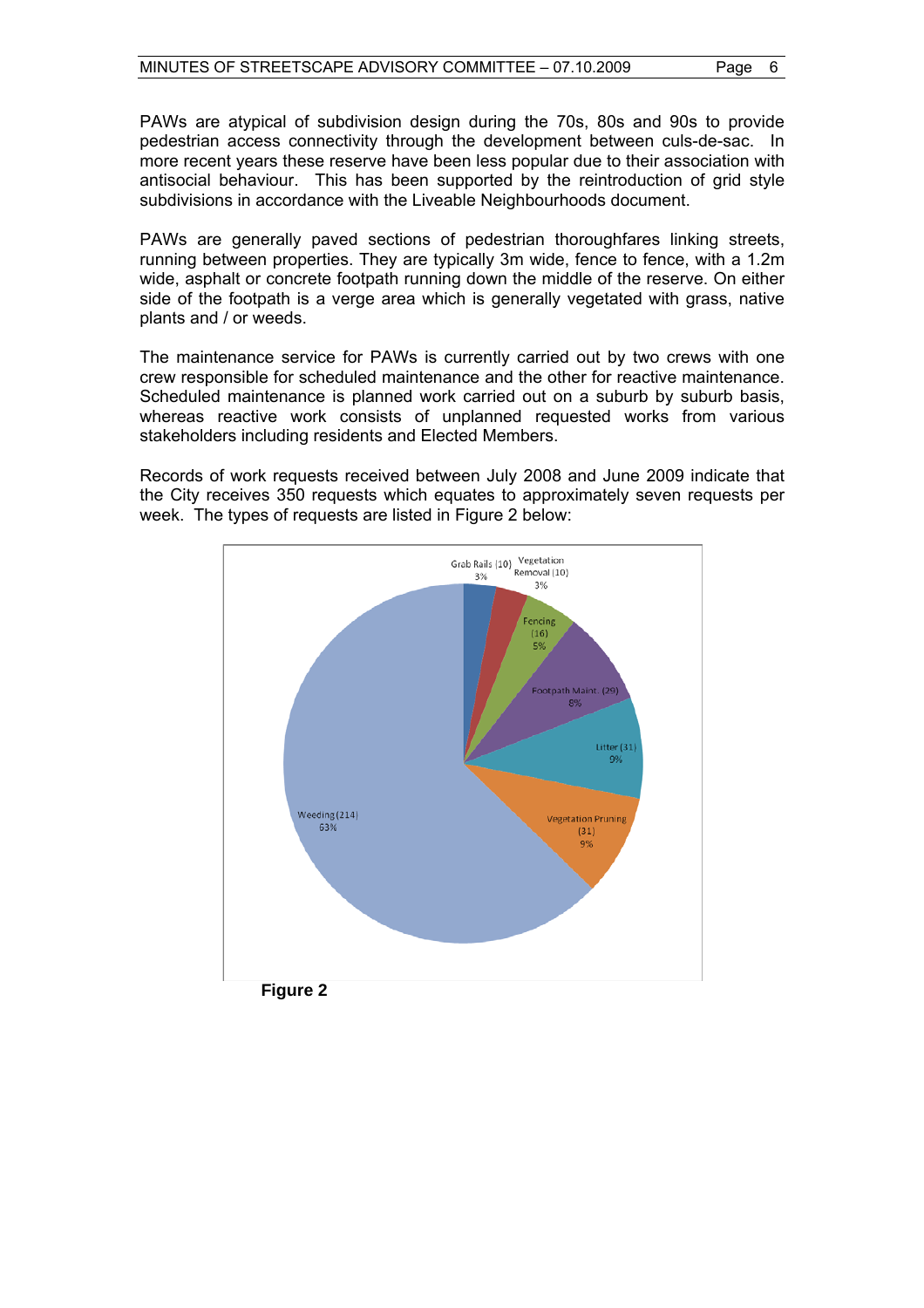PAWs are atypical of subdivision design during the 70s, 80s and 90s to provide pedestrian access connectivity through the development between culs-de-sac. In more recent years these reserve have been less popular due to their association with antisocial behaviour. This has been supported by the reintroduction of grid style subdivisions in accordance with the Liveable Neighbourhoods document.

PAWs are generally paved sections of pedestrian thoroughfares linking streets, running between properties. They are typically 3m wide, fence to fence, with a 1.2m wide, asphalt or concrete footpath running down the middle of the reserve. On either side of the footpath is a verge area which is generally vegetated with grass, native plants and / or weeds.

The maintenance service for PAWs is currently carried out by two crews with one crew responsible for scheduled maintenance and the other for reactive maintenance. Scheduled maintenance is planned work carried out on a suburb by suburb basis, whereas reactive work consists of unplanned requested works from various stakeholders including residents and Elected Members.

Records of work requests received between July 2008 and June 2009 indicate that the City receives 350 requests which equates to approximately seven requests per week. The types of requests are listed in Figure 2 below:

Grab Rails (10) 3%
Vegetation Removal (10) 3%
Fencing (16) 5%
Footpath Maint. (29) 8%
Litter (31) 9%
Vegetation Pruning (31) 9%
Weeding (214) 63%

**Figure 2**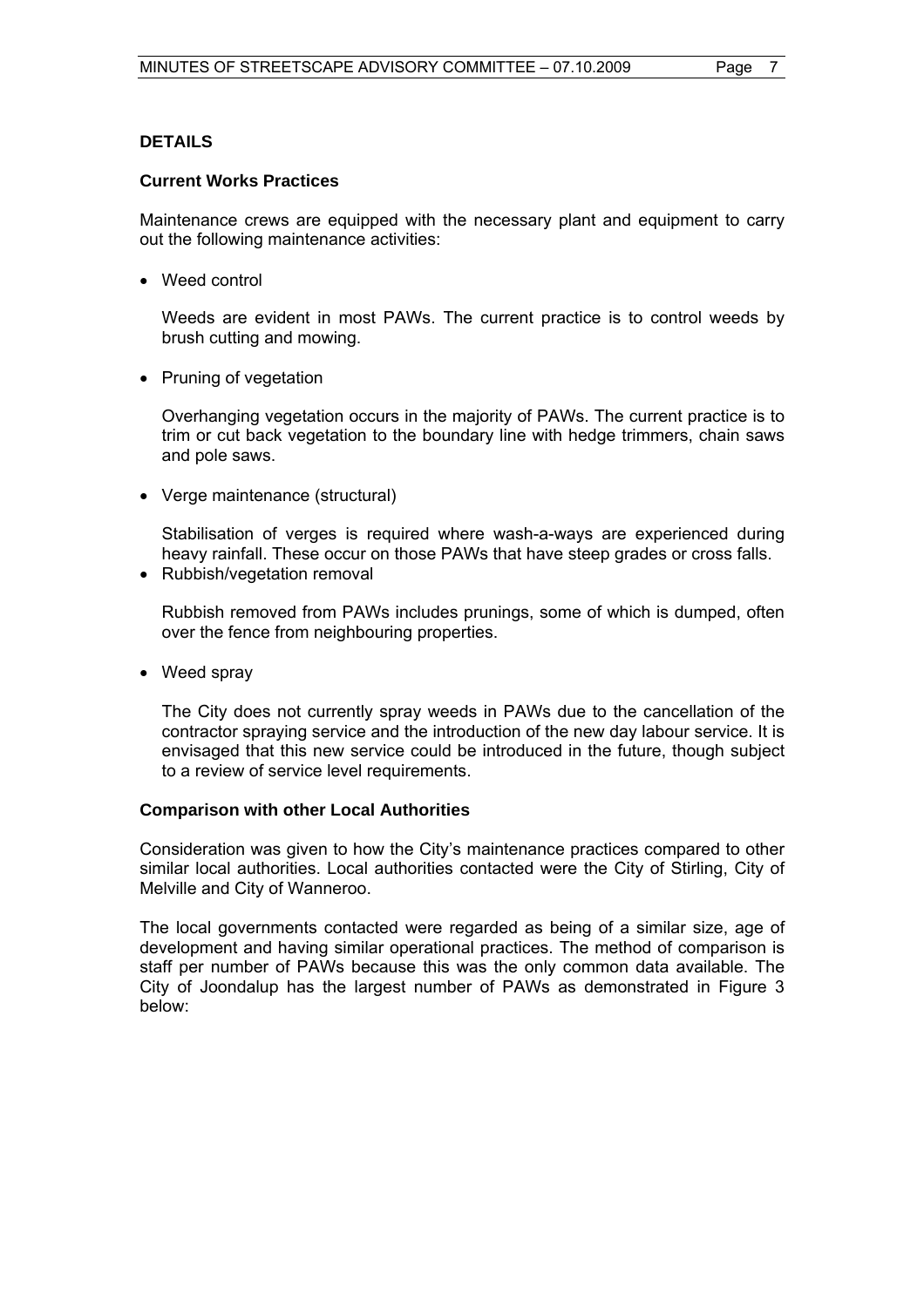## DETAILS

### Current Works Practices

Maintenance crews are equipped with the necessary plant and equipment to carry out the following maintenance activities:

- Weed control

  Weeds are evident in most PAWs. The current practice is to control weeds by brush cutting and mowing.

- Pruning of vegetation

  Overhanging vegetation occurs in the majority of PAWs. The current practice is to trim or cut back vegetation to the boundary line with hedge trimmers, chain saws and pole saws.

- Verge maintenance (structural)

  Stabilisation of verges is required where wash-a-ways are experienced during heavy rainfall. These occur on those PAWs that have steep grades or cross falls.

- Rubbish/vegetation removal

  Rubbish removed from PAWs includes prunings, some of which is dumped, often over the fence from neighbouring properties.

- Weed spray

  The City does not currently spray weeds in PAWs due to the cancellation of the contractor spraying service and the introduction of the new day labour service. It is envisaged that this new service could be introduced in the future, though subject to a review of service level requirements.

### Comparison with other Local Authorities

Consideration was given to how the City's maintenance practices compared to other similar local authorities. Local authorities contacted were the City of Stirling, City of Melville and City of Wanneroo.

The local governments contacted were regarded as being of a similar size, age of development and having similar operational practices. The method of comparison is staff per number of PAWs because this was the only common data available. The City of Joondalup has the largest number of PAWs as demonstrated in Figure 3 below: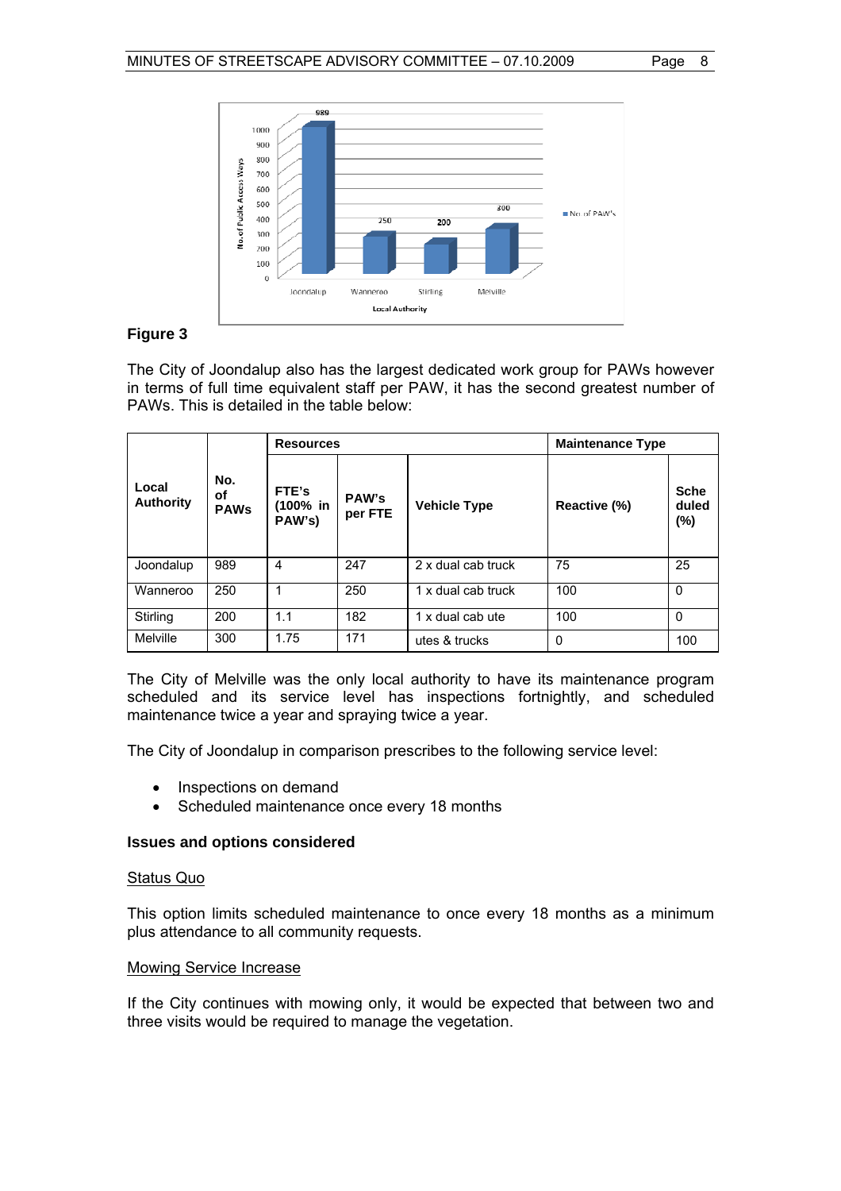**Figure 3**

The City of Joondalup also has the largest dedicated work group for PAWs however in terms of full time equivalent staff per PAW, it has the second greatest number of PAWs. This is detailed in the table below:

| Local Authority | No. of PAWs | Resources | | | Maintenance Type | |
|---|---|---|---|---|---|---|
| | | FTE's (100% in PAW's) | PAW's per FTE | Vehicle Type | Reactive (%) | Scheduled (%) |
| Joondalup | 989 | 4 | 247 | 2 x dual cab truck | 75 | 25 |
| Wanneroo | 250 | 1 | 250 | 1 x dual cab truck | 100 | 0 |
| Stirling | 200 | 1.1 | 182 | 1 x dual cab ute | 100 | 0 |
| Melville | 300 | 1.75 | 171 | utes & trucks | 0 | 100 |

The City of Melville was the only local authority to have its maintenance program scheduled and its service level has inspections fortnightly, and scheduled maintenance twice a year and spraying twice a year.

The City of Joondalup in comparison prescribes to the following service level:

- Inspections on demand
- Scheduled maintenance once every 18 months

**Issues and options considered**

Status Quo

This option limits scheduled maintenance to once every 18 months as a minimum plus attendance to all community requests.

Mowing Service Increase

If the City continues with mowing only, it would be expected that between two and three visits would be required to manage the vegetation.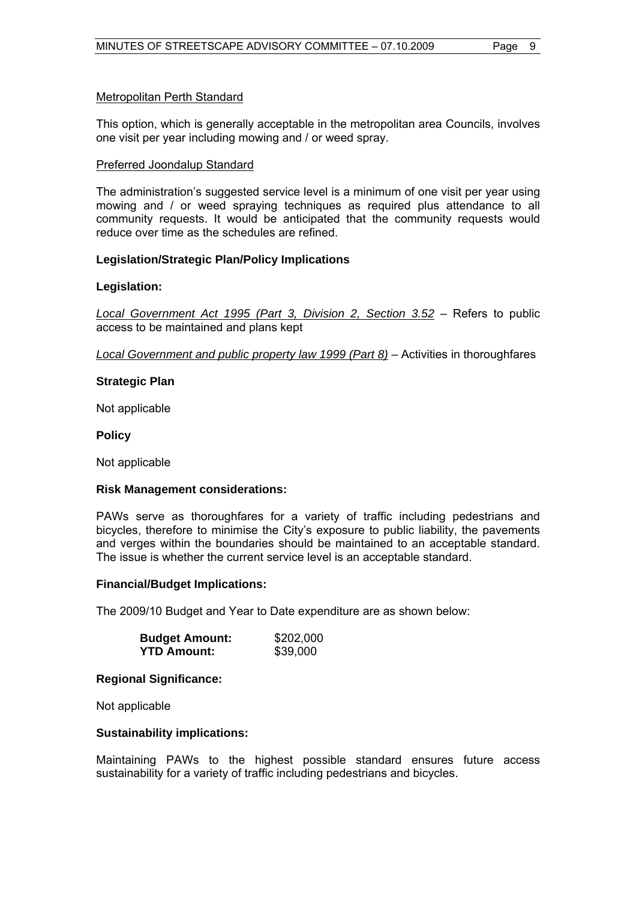Metropolitan Perth Standard

This option, which is generally acceptable in the metropolitan area Councils, involves one visit per year including mowing and / or weed spray.

Preferred Joondalup Standard

The administration's suggested service level is a minimum of one visit per year using mowing and / or weed spraying techniques as required plus attendance to all community requests. It would be anticipated that the community requests would reduce over time as the schedules are refined.

**Legislation/Strategic Plan/Policy Implications**

**Legislation:**

*Local Government Act 1995 (Part 3, Division 2, Section 3.52* – Refers to public access to be maintained and plans kept

*Local Government and public property law 1999 (Part 8)* – Activities in thoroughfares

**Strategic Plan**

Not applicable

**Policy**

Not applicable

**Risk Management considerations:**

PAWs serve as thoroughfares for a variety of traffic including pedestrians and bicycles, therefore to minimise the City's exposure to public liability, the pavements and verges within the boundaries should be maintained to an acceptable standard. The issue is whether the current service level is an acceptable standard.

**Financial/Budget Implications:**

The 2009/10 Budget and Year to Date expenditure are as shown below:

| | |
|---|---|
| **Budget Amount:** | $202,000 |
| **YTD Amount:** | $39,000 |

**Regional Significance:**

Not applicable

**Sustainability implications:**

Maintaining PAWs to the highest possible standard ensures future access sustainability for a variety of traffic including pedestrians and bicycles.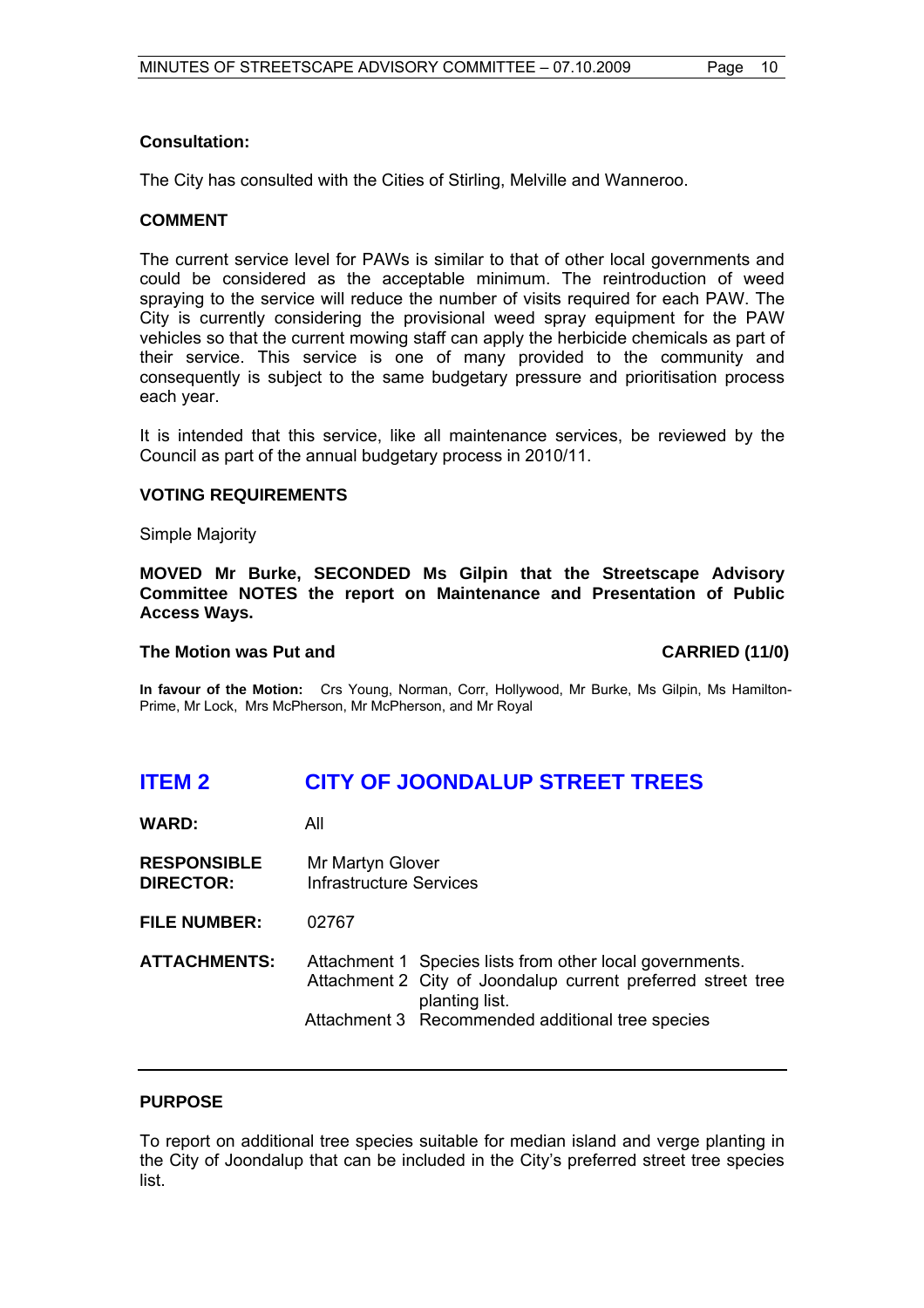**Consultation:**

The City has consulted with the Cities of Stirling, Melville and Wanneroo.

**COMMENT**

The current service level for PAWs is similar to that of other local governments and could be considered as the acceptable minimum. The reintroduction of weed spraying to the service will reduce the number of visits required for each PAW. The City is currently considering the provisional weed spray equipment for the PAW vehicles so that the current mowing staff can apply the herbicide chemicals as part of their service. This service is one of many provided to the community and consequently is subject to the same budgetary pressure and prioritisation process each year.

It is intended that this service, like all maintenance services, be reviewed by the Council as part of the annual budgetary process in 2010/11.

**VOTING REQUIREMENTS**

Simple Majority

**MOVED Mr Burke, SECONDED Ms Gilpin that the Streetscape Advisory Committee NOTES the report on Maintenance and Presentation of Public Access Ways.**

**The Motion was Put and CARRIED (11/0)**

**In favour of the Motion:** Crs Young, Norman, Corr, Hollywood, Mr Burke, Ms Gilpin, Ms Hamilton-Prime, Mr Lock, Mrs McPherson, Mr McPherson, and Mr Royal

## ITEM 2 CITY OF JOONDALUP STREET TREES

**WARD:** All

**RESPONSIBLE DIRECTOR:** Mr Martyn Glover, Infrastructure Services

**FILE NUMBER:** 02767

**ATTACHMENTS:**
- Attachment 1 Species lists from other local governments.
- Attachment 2 City of Joondalup current preferred street tree planting list.
- Attachment 3 Recommended additional tree species

**PURPOSE**

To report on additional tree species suitable for median island and verge planting in the City of Joondalup that can be included in the City's preferred street tree species list.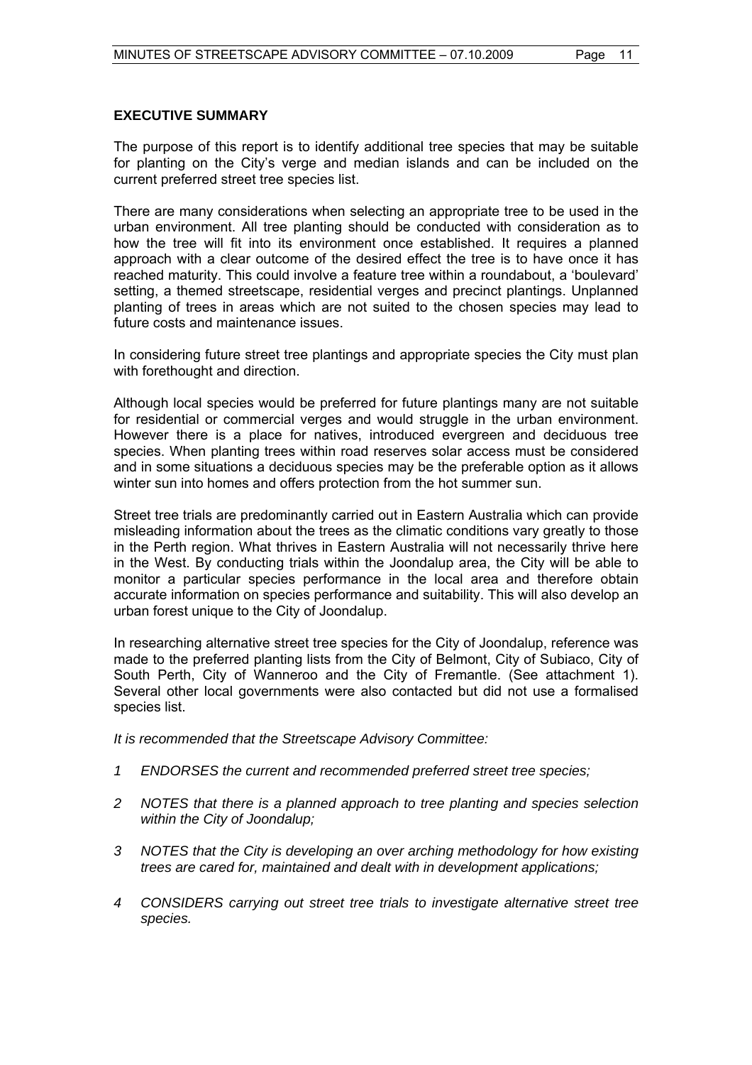## EXECUTIVE SUMMARY

The purpose of this report is to identify additional tree species that may be suitable for planting on the City's verge and median islands and can be included on the current preferred street tree species list.

There are many considerations when selecting an appropriate tree to be used in the urban environment. All tree planting should be conducted with consideration as to how the tree will fit into its environment once established. It requires a planned approach with a clear outcome of the desired effect the tree is to have once it has reached maturity. This could involve a feature tree within a roundabout, a 'boulevard' setting, a themed streetscape, residential verges and precinct plantings. Unplanned planting of trees in areas which are not suited to the chosen species may lead to future costs and maintenance issues.

In considering future street tree plantings and appropriate species the City must plan with forethought and direction.

Although local species would be preferred for future plantings many are not suitable for residential or commercial verges and would struggle in the urban environment. However there is a place for natives, introduced evergreen and deciduous tree species. When planting trees within road reserves solar access must be considered and in some situations a deciduous species may be the preferable option as it allows winter sun into homes and offers protection from the hot summer sun.

Street tree trials are predominantly carried out in Eastern Australia which can provide misleading information about the trees as the climatic conditions vary greatly to those in the Perth region. What thrives in Eastern Australia will not necessarily thrive here in the West. By conducting trials within the Joondalup area, the City will be able to monitor a particular species performance in the local area and therefore obtain accurate information on species performance and suitability. This will also develop an urban forest unique to the City of Joondalup.

In researching alternative street tree species for the City of Joondalup, reference was made to the preferred planting lists from the City of Belmont, City of Subiaco, City of South Perth, City of Wanneroo and the City of Fremantle. (See attachment 1). Several other local governments were also contacted but did not use a formalised species list.

*It is recommended that the Streetscape Advisory Committee:*

1. *ENDORSES the current and recommended preferred street tree species;*
2. *NOTES that there is a planned approach to tree planting and species selection within the City of Joondalup;*
3. *NOTES that the City is developing an over arching methodology for how existing trees are cared for, maintained and dealt with in development applications;*
4. *CONSIDERS carrying out street tree trials to investigate alternative street tree species.*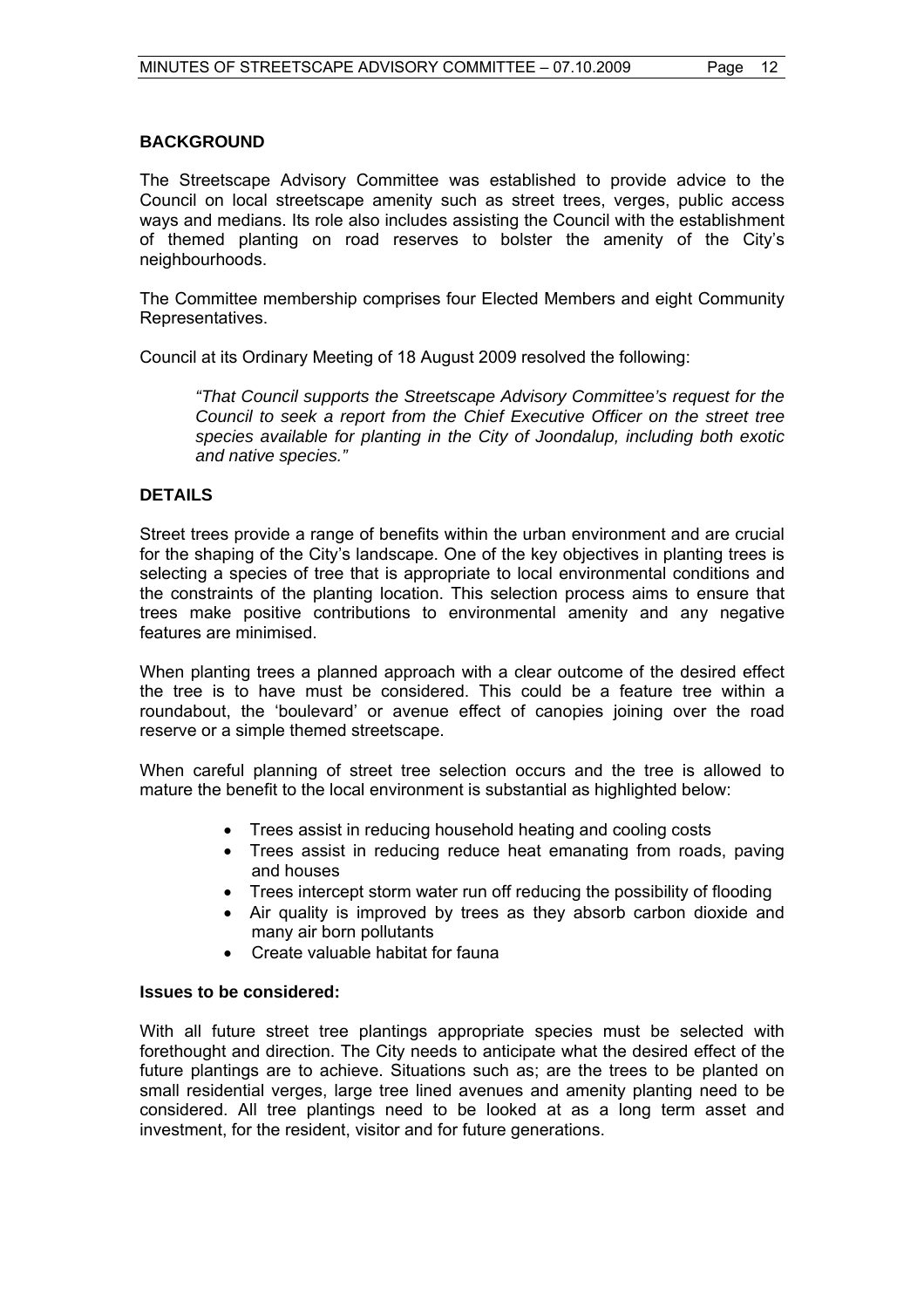## BACKGROUND

The Streetscape Advisory Committee was established to provide advice to the Council on local streetscape amenity such as street trees, verges, public access ways and medians. Its role also includes assisting the Council with the establishment of themed planting on road reserves to bolster the amenity of the City's neighbourhoods.

The Committee membership comprises four Elected Members and eight Community Representatives.

Council at its Ordinary Meeting of 18 August 2009 resolved the following:

> *"That Council supports the Streetscape Advisory Committee's request for the Council to seek a report from the Chief Executive Officer on the street tree species available for planting in the City of Joondalup, including both exotic and native species."*

## DETAILS

Street trees provide a range of benefits within the urban environment and are crucial for the shaping of the City's landscape. One of the key objectives in planting trees is selecting a species of tree that is appropriate to local environmental conditions and the constraints of the planting location. This selection process aims to ensure that trees make positive contributions to environmental amenity and any negative features are minimised.

When planting trees a planned approach with a clear outcome of the desired effect the tree is to have must be considered. This could be a feature tree within a roundabout, the 'boulevard' or avenue effect of canopies joining over the road reserve or a simple themed streetscape.

When careful planning of street tree selection occurs and the tree is allowed to mature the benefit to the local environment is substantial as highlighted below:

- Trees assist in reducing household heating and cooling costs
- Trees assist in reducing reduce heat emanating from roads, paving and houses
- Trees intercept storm water run off reducing the possibility of flooding
- Air quality is improved by trees as they absorb carbon dioxide and many air born pollutants
- Create valuable habitat for fauna

### Issues to be considered:

With all future street tree plantings appropriate species must be selected with forethought and direction. The City needs to anticipate what the desired effect of the future plantings are to achieve. Situations such as; are the trees to be planted on small residential verges, large tree lined avenues and amenity planting need to be considered. All tree plantings need to be looked at as a long term asset and investment, for the resident, visitor and for future generations.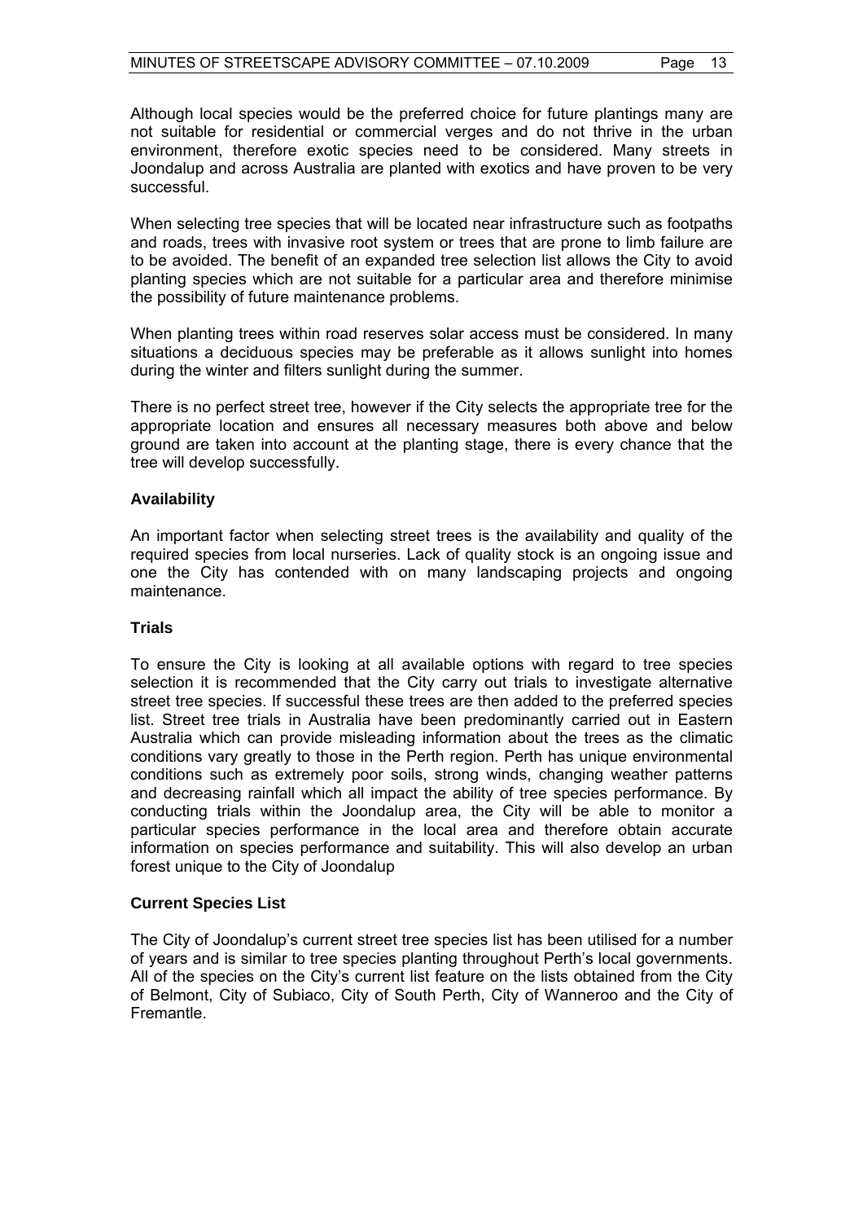Although local species would be the preferred choice for future plantings many are not suitable for residential or commercial verges and do not thrive in the urban environment, therefore exotic species need to be considered. Many streets in Joondalup and across Australia are planted with exotics and have proven to be very successful.

When selecting tree species that will be located near infrastructure such as footpaths and roads, trees with invasive root system or trees that are prone to limb failure are to be avoided. The benefit of an expanded tree selection list allows the City to avoid planting species which are not suitable for a particular area and therefore minimise the possibility of future maintenance problems.

When planting trees within road reserves solar access must be considered. In many situations a deciduous species may be preferable as it allows sunlight into homes during the winter and filters sunlight during the summer.

There is no perfect street tree, however if the City selects the appropriate tree for the appropriate location and ensures all necessary measures both above and below ground are taken into account at the planting stage, there is every chance that the tree will develop successfully.

**Availability**

An important factor when selecting street trees is the availability and quality of the required species from local nurseries. Lack of quality stock is an ongoing issue and one the City has contended with on many landscaping projects and ongoing maintenance.

**Trials**

To ensure the City is looking at all available options with regard to tree species selection it is recommended that the City carry out trials to investigate alternative street tree species. If successful these trees are then added to the preferred species list. Street tree trials in Australia have been predominantly carried out in Eastern Australia which can provide misleading information about the trees as the climatic conditions vary greatly to those in the Perth region. Perth has unique environmental conditions such as extremely poor soils, strong winds, changing weather patterns and decreasing rainfall which all impact the ability of tree species performance. By conducting trials within the Joondalup area, the City will be able to monitor a particular species performance in the local area and therefore obtain accurate information on species performance and suitability. This will also develop an urban forest unique to the City of Joondalup

**Current Species List**

The City of Joondalup's current street tree species list has been utilised for a number of years and is similar to tree species planting throughout Perth's local governments. All of the species on the City's current list feature on the lists obtained from the City of Belmont, City of Subiaco, City of South Perth, City of Wanneroo and the City of Fremantle.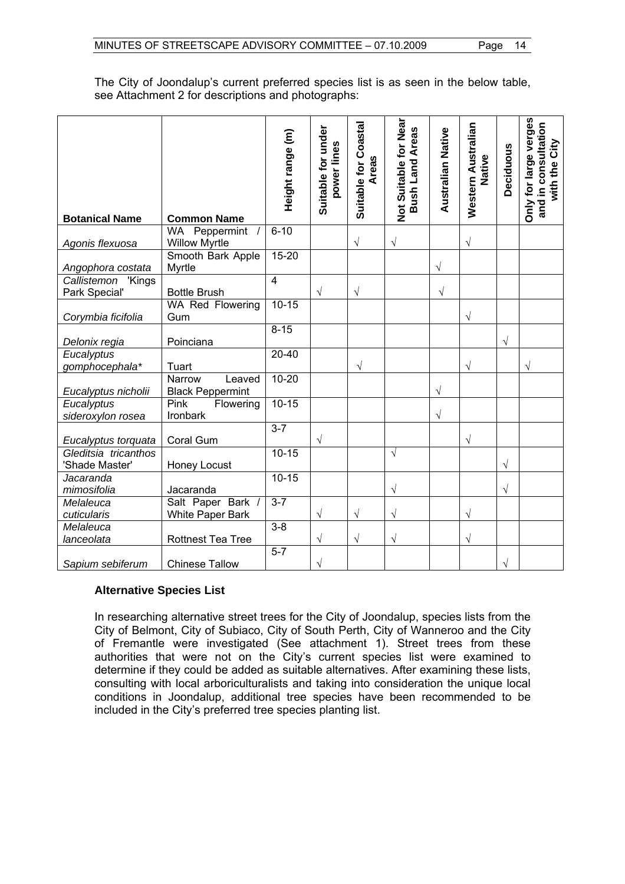The City of Joondalup's current preferred species list is as seen in the below table, see Attachment 2 for descriptions and photographs:

| Botanical Name | Common Name | Height range (m) | Suitable for under power lines | Suitable for Coastal Areas | Not Suitable for Near Bush Land Areas | Australian Native | Western Australian Native | Deciduous | Only for large verges and in consultation with the City |
|---|---|---|---|---|---|---|---|---|---|
| *Agonis flexuosa* | WA Peppermint / Willow Myrtle | 6-10 | | √ | √ | | √ | | |
| *Angophora costata* | Smooth Bark Apple Myrtle | 15-20 | | | | √ | | | |
| *Callistemon 'Kings Park Special'* | Bottle Brush | 4 | √ | √ | | √ | | | |
| *Corymbia ficifolia* | WA Red Flowering Gum | 10-15 | | | | | √ | | |
| *Delonix regia* | Poinciana | 8-15 | | | | | | √ | |
| *Eucalyptus gomphocephala** | Tuart | 20-40 | | √ | | | √ | | √ |
| *Eucalyptus nicholii* | Narrow Leaved Black Peppermint | 10-20 | | | | √ | | | |
| *Eucalyptus sideroxylon rosea* | Pink Flowering Ironbark | 10-15 | | | | √ | | | |
| *Eucalyptus torquata* | Coral Gum | 3-7 | √ | | | | √ | | |
| *Gleditsia tricanthos 'Shade Master'* | Honey Locust | 10-15 | | | √ | | | √ | |
| *Jacaranda mimosifolia* | Jacaranda | 10-15 | | | √ | | | √ | |
| *Melaleuca cuticularis* | Salt Paper Bark / White Paper Bark | 3-7 | √ | √ | √ | | √ | | |
| *Melaleuca lanceolata* | Rottnest Tea Tree | 3-8 | √ | √ | √ | | √ | | |
| *Sapium sebiferum* | Chinese Tallow | 5-7 | √ | | | | | √ | |

**Alternative Species List**

In researching alternative street trees for the City of Joondalup, species lists from the City of Belmont, City of Subiaco, City of South Perth, City of Wanneroo and the City of Fremantle were investigated (See attachment 1). Street trees from these authorities that were not on the City's current species list were examined to determine if they could be added as suitable alternatives. After examining these lists, consulting with local arboriculturalists and taking into consideration the unique local conditions in Joondalup, additional tree species have been recommended to be included in the City's preferred tree species planting list.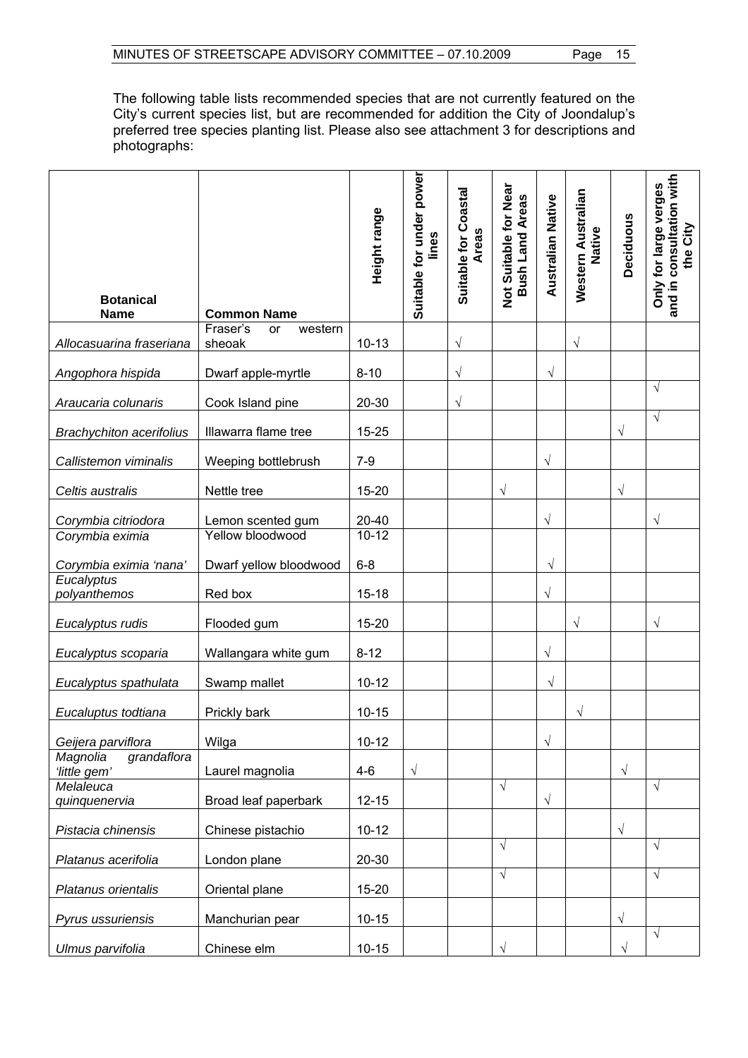The following table lists recommended species that are not currently featured on the City's current species list, but are recommended for addition the City of Joondalup's preferred tree species planting list. Please also see attachment 3 for descriptions and photographs:

| Botanical Name | Common Name | Height range | Suitable for under power lines | Suitable for Coastal Areas | Not Suitable for Near Bush Land Areas | Australian Native | Western Australian Native | Deciduous | Only for large verges and in consultation with the City |
|---|---|---|---|---|---|---|---|---|---|
| *Allocasuarina fraseriana* | Fraser's or western sheoak | 10-13 | | √ | | | √ | | |
| *Angophora hispida* | Dwarf apple-myrtle | 8-10 | | √ | | √ | | | |
| *Araucaria colunaris* | Cook Island pine | 20-30 | | √ | | | | | √ |
| *Brachychiton acerifolius* | Illawarra flame tree | 15-25 | | | | | | √ | √ |
| *Callistemon viminalis* | Weeping bottlebrush | 7-9 | | | | √ | | | |
| *Celtis australis* | Nettle tree | 15-20 | | | √ | | | √ | |
| *Corymbia citriodora* | Lemon scented gum | 20-40 | | | | √ | | | √ |
| *Corymbia eximia* | Yellow bloodwood | 10-12 | | | | | | | |
| *Corymbia eximia 'nana'* | Dwarf yellow bloodwood | 6-8 | | | | √ | | | |
| *Eucalyptus polyanthemos* | Red box | 15-18 | | | | √ | | | |
| *Eucalyptus rudis* | Flooded gum | 15-20 | | | | | √ | | √ |
| *Eucalyptus scoparia* | Wallangara white gum | 8-12 | | | | √ | | | |
| *Eucalyptus spathulata* | Swamp mallet | 10-12 | | | | √ | | | |
| *Eucaluptus todtiana* | Prickly bark | 10-15 | | | | | √ | | |
| *Geijera parviflora* | Wilga | 10-12 | | | | √ | | | |
| *Magnolia grandaflora 'little gem'* | Laurel magnolia | 4-6 | √ | | | | | √ | |
| *Melaleuca quinquenervia* | Broad leaf paperbark | 12-15 | | | √ | √ | | | √ |
| *Pistacia chinensis* | Chinese pistachio | 10-12 | | | | | | √ | |
| *Platanus acerifolia* | London plane | 20-30 | | | √ | | | | √ |
| *Platanus orientalis* | Oriental plane | 15-20 | | | √ | | | | √ |
| *Pyrus ussuriensis* | Manchurian pear | 10-15 | | | | | | √ | |
| *Ulmus parvifolia* | Chinese elm | 10-15 | | | √ | | | √ | √ |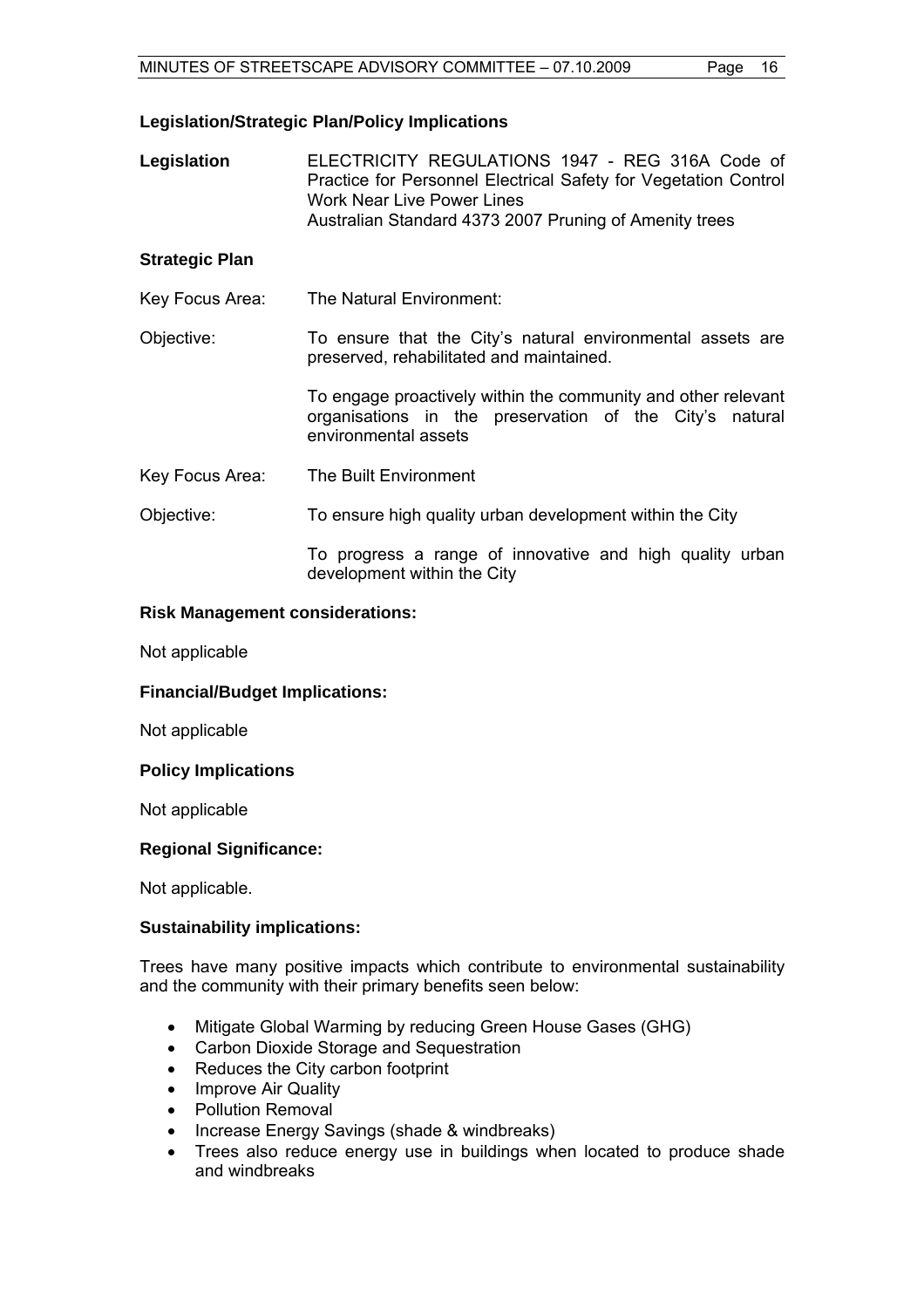**Legislation/Strategic Plan/Policy Implications**

| | |
|---|---|
| **Legislation** | ELECTRICITY REGULATIONS 1947 - REG 316A Code of Practice for Personnel Electrical Safety for Vegetation Control Work Near Live Power Lines<br>Australian Standard 4373 2007 Pruning of Amenity trees |

**Strategic Plan**

| | |
|---|---|
| Key Focus Area: | The Natural Environment: |
| Objective: | To ensure that the City's natural environmental assets are preserved, rehabilitated and maintained.<br><br>To engage proactively within the community and other relevant organisations in the preservation of the City's natural environmental assets |
| Key Focus Area: | The Built Environment |
| Objective: | To ensure high quality urban development within the City<br><br>To progress a range of innovative and high quality urban development within the City |

**Risk Management considerations:**

Not applicable

**Financial/Budget Implications:**

Not applicable

**Policy Implications**

Not applicable

**Regional Significance:**

Not applicable.

**Sustainability implications:**

Trees have many positive impacts which contribute to environmental sustainability and the community with their primary benefits seen below:

- Mitigate Global Warming by reducing Green House Gases (GHG)
- Carbon Dioxide Storage and Sequestration
- Reduces the City carbon footprint
- Improve Air Quality
- Pollution Removal
- Increase Energy Savings (shade & windbreaks)
- Trees also reduce energy use in buildings when located to produce shade and windbreaks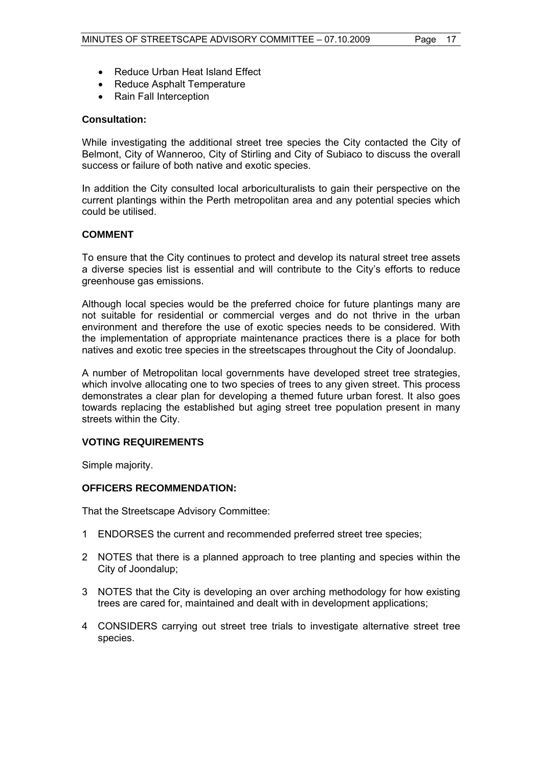- Reduce Urban Heat Island Effect
- Reduce Asphalt Temperature
- Rain Fall Interception

**Consultation:**

While investigating the additional street tree species the City contacted the City of Belmont, City of Wanneroo, City of Stirling and City of Subiaco to discuss the overall success or failure of both native and exotic species.

In addition the City consulted local arboriculturalists to gain their perspective on the current plantings within the Perth metropolitan area and any potential species which could be utilised.

**COMMENT**

To ensure that the City continues to protect and develop its natural street tree assets a diverse species list is essential and will contribute to the City's efforts to reduce greenhouse gas emissions.

Although local species would be the preferred choice for future plantings many are not suitable for residential or commercial verges and do not thrive in the urban environment and therefore the use of exotic species needs to be considered. With the implementation of appropriate maintenance practices there is a place for both natives and exotic tree species in the streetscapes throughout the City of Joondalup.

A number of Metropolitan local governments have developed street tree strategies, which involve allocating one to two species of trees to any given street. This process demonstrates a clear plan for developing a themed future urban forest. It also goes towards replacing the established but aging street tree population present in many streets within the City.

**VOTING REQUIREMENTS**

Simple majority.

**OFFICERS RECOMMENDATION:**

That the Streetscape Advisory Committee:

1 ENDORSES the current and recommended preferred street tree species;

2 NOTES that there is a planned approach to tree planting and species within the City of Joondalup;

3 NOTES that the City is developing an over arching methodology for how existing trees are cared for, maintained and dealt with in development applications;

4 CONSIDERS carrying out street tree trials to investigate alternative street tree species.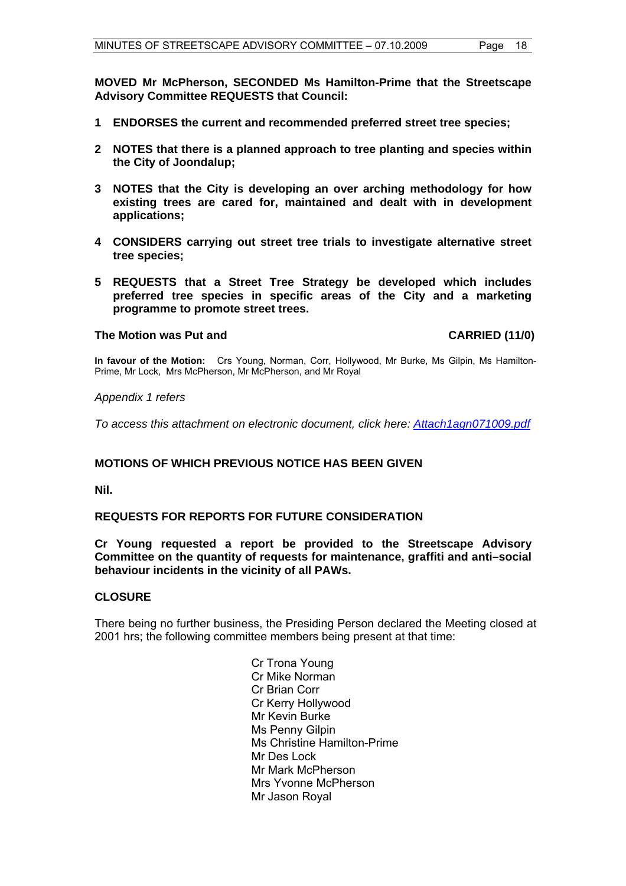**MOVED Mr McPherson, SECONDED Ms Hamilton-Prime that the Streetscape Advisory Committee REQUESTS that Council:**

1. **ENDORSES the current and recommended preferred street tree species;**
2. **NOTES that there is a planned approach to tree planting and species within the City of Joondalup;**
3. **NOTES that the City is developing an over arching methodology for how existing trees are cared for, maintained and dealt with in development applications;**
4. **CONSIDERS carrying out street tree trials to investigate alternative street tree species;**
5. **REQUESTS that a Street Tree Strategy be developed which includes preferred tree species in specific areas of the City and a marketing programme to promote street trees.**

**The Motion was Put and CARRIED (11/0)**

**In favour of the Motion:** Crs Young, Norman, Corr, Hollywood, Mr Burke, Ms Gilpin, Ms Hamilton-Prime, Mr Lock, Mrs McPherson, Mr McPherson, and Mr Royal

*Appendix 1 refers*

*To access this attachment on electronic document, click here: [Attach1agn071009.pdf](Attach1agn071009.pdf)*

## MOTIONS OF WHICH PREVIOUS NOTICE HAS BEEN GIVEN

**Nil.**

## REQUESTS FOR REPORTS FOR FUTURE CONSIDERATION

**Cr Young requested a report be provided to the Streetscape Advisory Committee on the quantity of requests for maintenance, graffiti and anti–social behaviour incidents in the vicinity of all PAWs.**

## CLOSURE

There being no further business, the Presiding Person declared the Meeting closed at 2001 hrs; the following committee members being present at that time:

Cr Trona Young
Cr Mike Norman
Cr Brian Corr
Cr Kerry Hollywood
Mr Kevin Burke
Ms Penny Gilpin
Ms Christine Hamilton-Prime
Mr Des Lock
Mr Mark McPherson
Mrs Yvonne McPherson
Mr Jason Royal